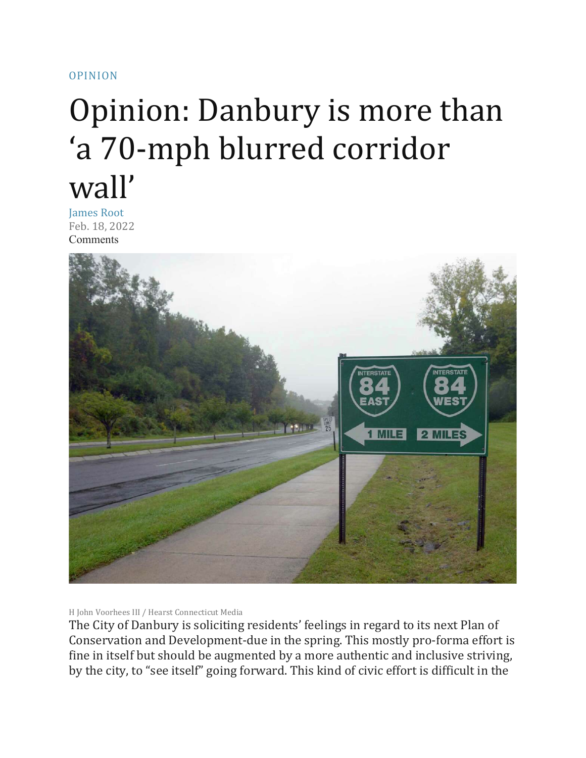OPINION

# Opinion: Danbury is more than 'a 70-mph blurred corridor wall'

James Root

Feb. 18, 2022

Comments

H John Voorhees III / Hearst Connecticut Media

The City of Danbury is soliciting residents' feelings in regard to its next Plan of Conservation and Development-due in the spring. This mostly pro-forma effort is fine in itself but should be augmented by a more authentic and inclusive striving, by the city, to "see itself" going forward. This kind of civic effort is difficult in the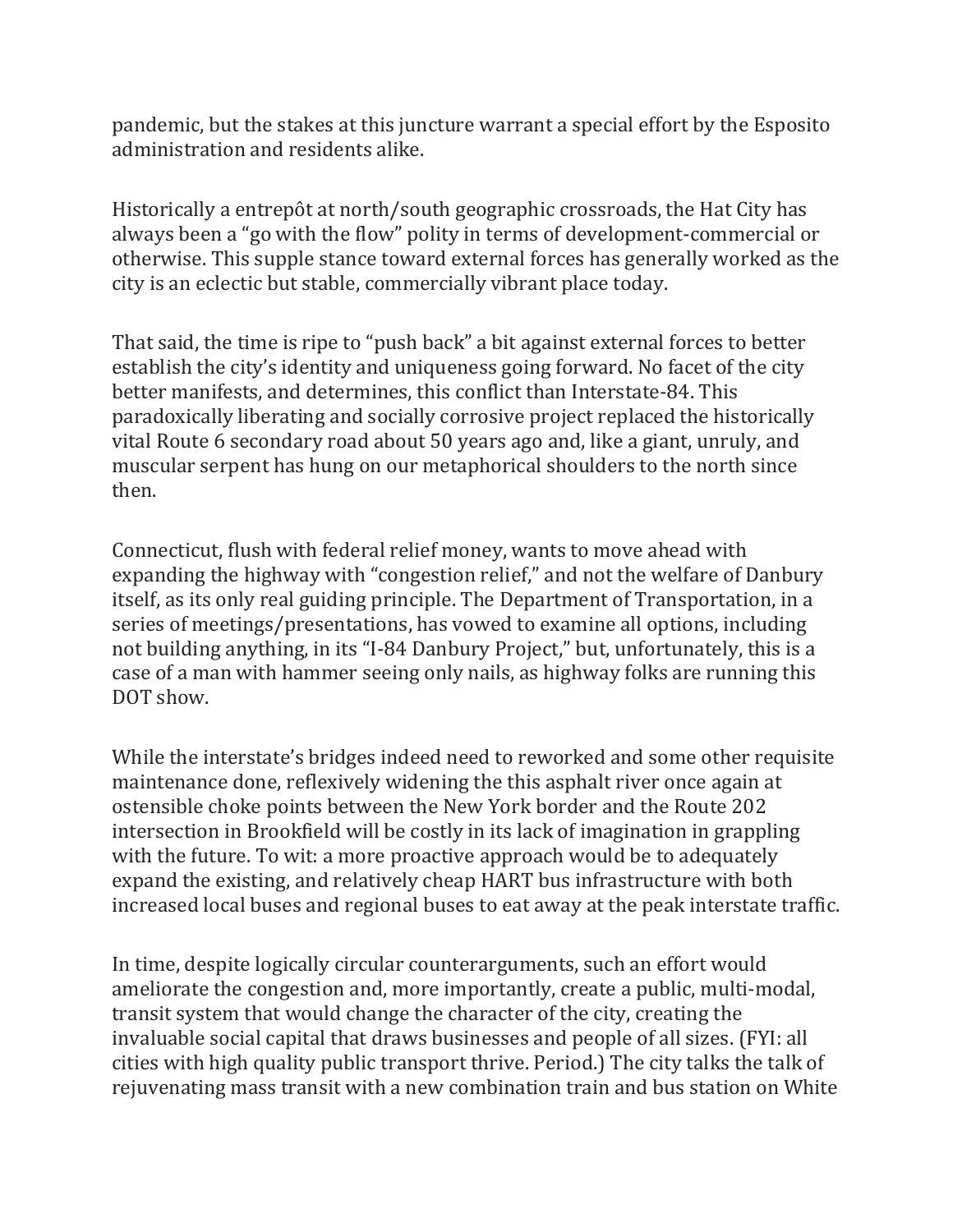pandemic, but the stakes at this juncture warrant a special effort by the Esposito administration and residents alike.

Historically a entrepôt at north/south geographic crossroads, the Hat City has always been a "go with the flow" polity in terms of development-commercial or otherwise. This supple stance toward external forces has generally worked as the city is an eclectic but stable, commercially vibrant place today.

That said, the time is ripe to "push back" a bit against external forces to better establish the city's identity and uniqueness going forward. No facet of the city better manifests, and determines, this conflict than Interstate-84. This paradoxically liberating and socially corrosive project replaced the historically vital Route 6 secondary road about 50 years ago and, like a giant, unruly, and muscular serpent has hung on our metaphorical shoulders to the north since then.

Connecticut, flush with federal relief money, wants to move ahead with expanding the highway with "congestion relief," and not the welfare of Danbury itself, as its only real guiding principle. The Department of Transportation, in a series of meetings/presentations, has vowed to examine all options, including not building anything, in its "I-84 Danbury Project," but, unfortunately, this is a case of a man with hammer seeing only nails, as highway folks are running this DOT show.

While the interstate's bridges indeed need to reworked and some other requisite maintenance done, reflexively widening the this asphalt river once again at ostensible choke points between the New York border and the Route 202 intersection in Brookfield will be costly in its lack of imagination in grappling with the future. To wit: a more proactive approach would be to adequately expand the existing, and relatively cheap HART bus infrastructure with both increased local buses and regional buses to eat away at the peak interstate traffic.

In time, despite logically circular counterarguments, such an effort would ameliorate the congestion and, more importantly, create a public, multi-modal, transit system that would change the character of the city, creating the invaluable social capital that draws businesses and people of all sizes. (FYI: all cities with high quality public transport thrive. Period.) The city talks the talk of rejuvenating mass transit with a new combination train and bus station on White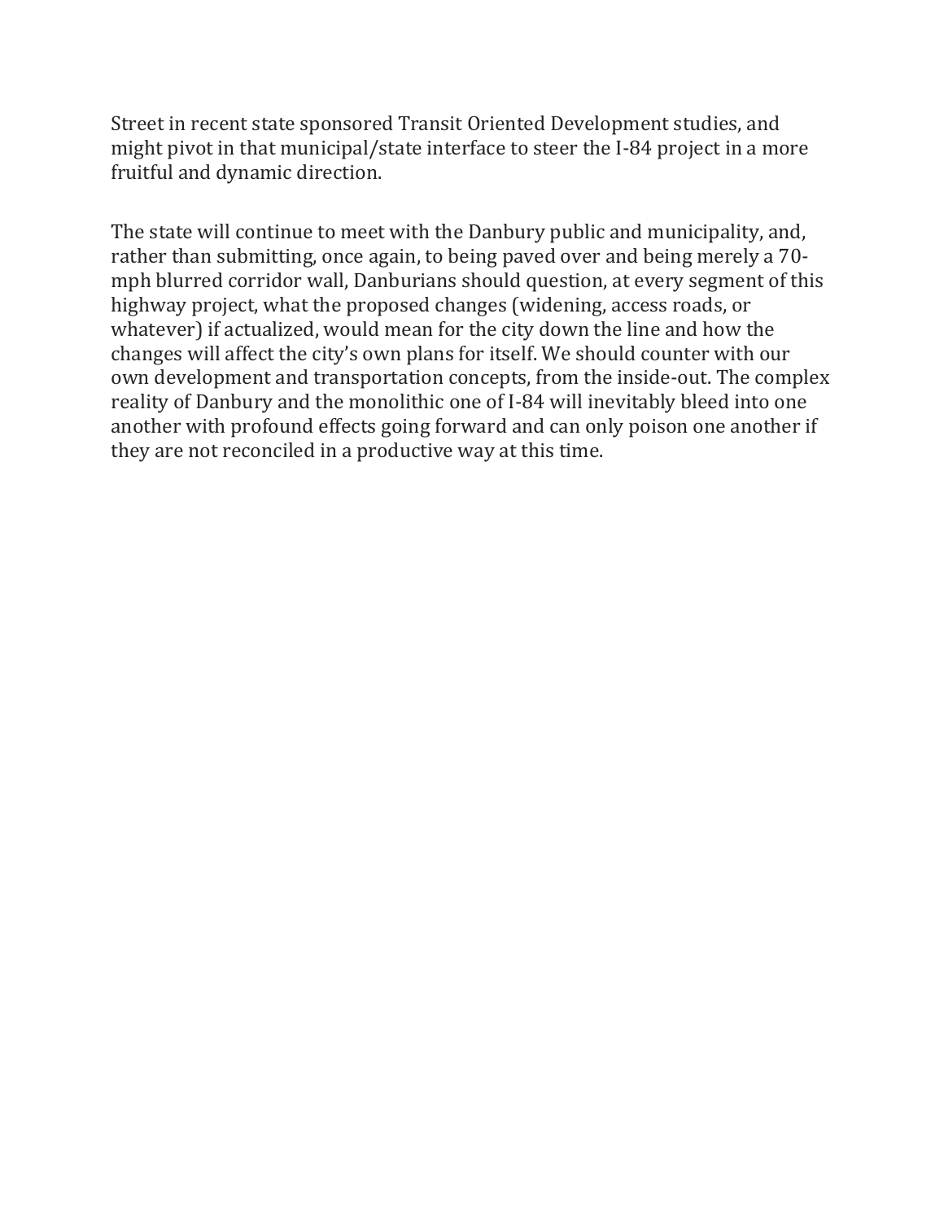Street in recent state sponsored Transit Oriented Development studies, and might pivot in that municipal/state interface to steer the I-84 project in a more fruitful and dynamic direction.

The state will continue to meet with the Danbury public and municipality, and, rather than submitting, once again, to being paved over and being merely a 70-mph blurred corridor wall, Danburians should question, at every segment of this highway project, what the proposed changes (widening, access roads, or whatever) if actualized, would mean for the city down the line and how the changes will affect the city's own plans for itself. We should counter with our own development and transportation concepts, from the inside-out. The complex reality of Danbury and the monolithic one of I-84 will inevitably bleed into one another with profound effects going forward and can only poison one another if they are not reconciled in a productive way at this time.